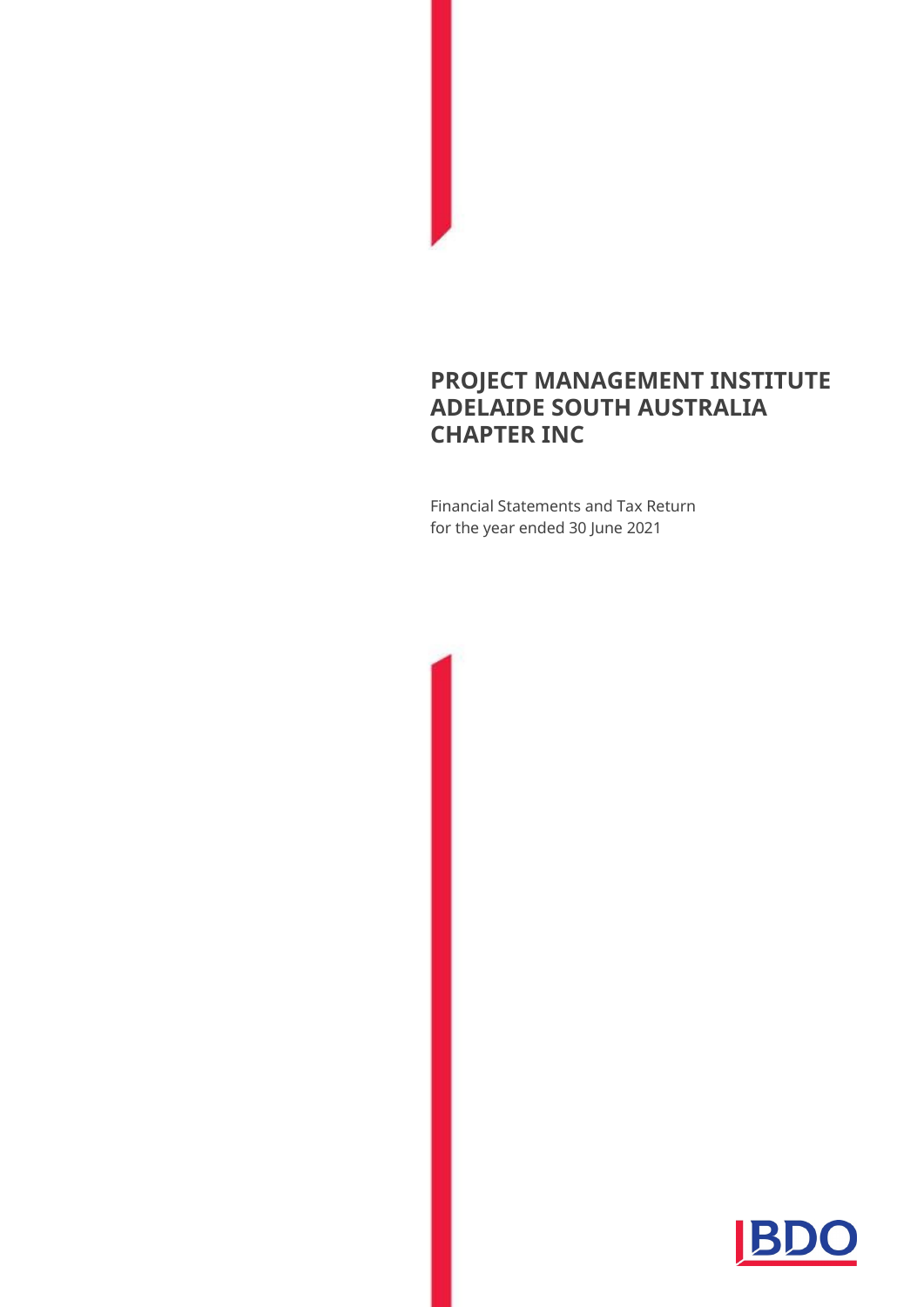# PROJECT MANAGEMENT INSTITUTE ADELAIDE SOUTH AUSTRALIA CHAPTER INC

Financial Statements and Tax Return
for the year ended 30 June 2021

BDO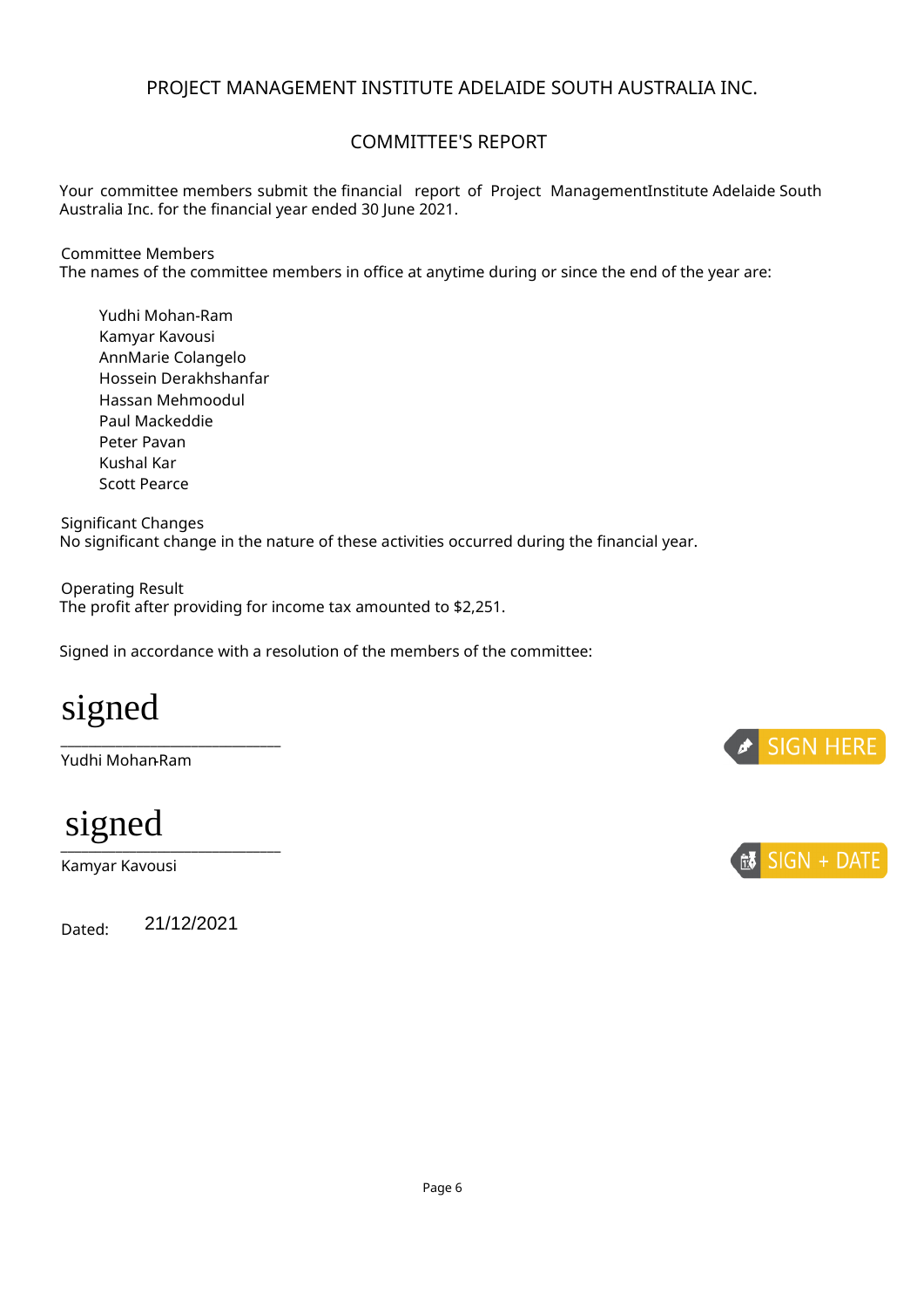# PROJECT MANAGEMENT INSTITUTE ADELAIDE SOUTH AUSTRALIA INC.

## COMMITTEE'S REPORT

Your committee members submit the financial report of Project ManagementInstitute Adelaide South Australia Inc. for the financial year ended 30 June 2021.

Committee Members
The names of the committee members in office at anytime during or since the end of the year are:

Yudhi Mohan-Ram
Kamyar Kavousi
AnnMarie Colangelo
Hossein Derakhshanfar
Hassan Mehmoodul
Paul Mackeddie
Peter Pavan
Kushal Kar
Scott Pearce

Significant Changes
No significant change in the nature of these activities occurred during the financial year.

Operating Result
The profit after providing for income tax amounted to $2,251.

Signed in accordance with a resolution of the members of the committee:

signed

______________________________
Yudhi Mohan-Ram

signed

______________________________
Kamyar Kavousi

Dated: 21/12/2021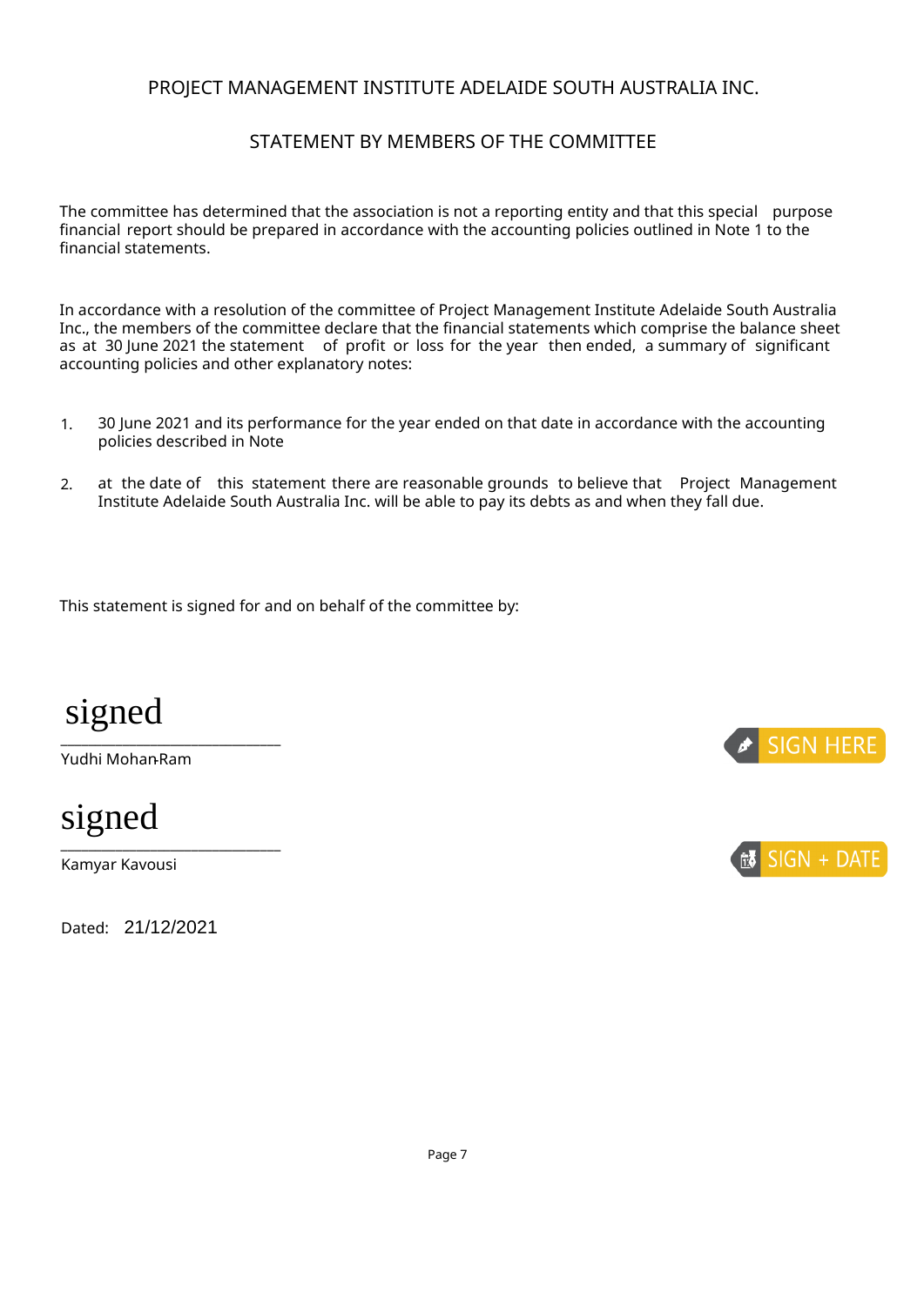PROJECT MANAGEMENT INSTITUTE ADELAIDE SOUTH AUSTRALIA INC.

STATEMENT BY MEMBERS OF THE COMMITTEE

The committee has determined that the association is not a reporting entity and that this special purpose financial report should be prepared in accordance with the accounting policies outlined in Note 1 to the financial statements.

In accordance with a resolution of the committee of Project Management Institute Adelaide South Australia Inc., the members of the committee declare that the financial statements which comprise the balance sheet as at 30 June 2021 the statement of profit or loss for the year then ended, a summary of significant accounting policies and other explanatory notes:

1. 30 June 2021 and its performance for the year ended on that date in accordance with the accounting policies described in Note

2. at the date of this statement there are reasonable grounds to believe that Project Management Institute Adelaide South Australia Inc. will be able to pay its debts as and when they fall due.

This statement is signed for and on behalf of the committee by:

signed

\_\_\_\_\_\_\_\_\_\_\_\_\_\_\_\_\_\_\_\_\_\_\_\_\_\_\_\_

Yudhi Mohan-Ram

SIGN HERE

signed

\_\_\_\_\_\_\_\_\_\_\_\_\_\_\_\_\_\_\_\_\_\_\_\_\_\_\_\_

Kamyar Kavousi

SIGN + DATE

Dated: 21/12/2021